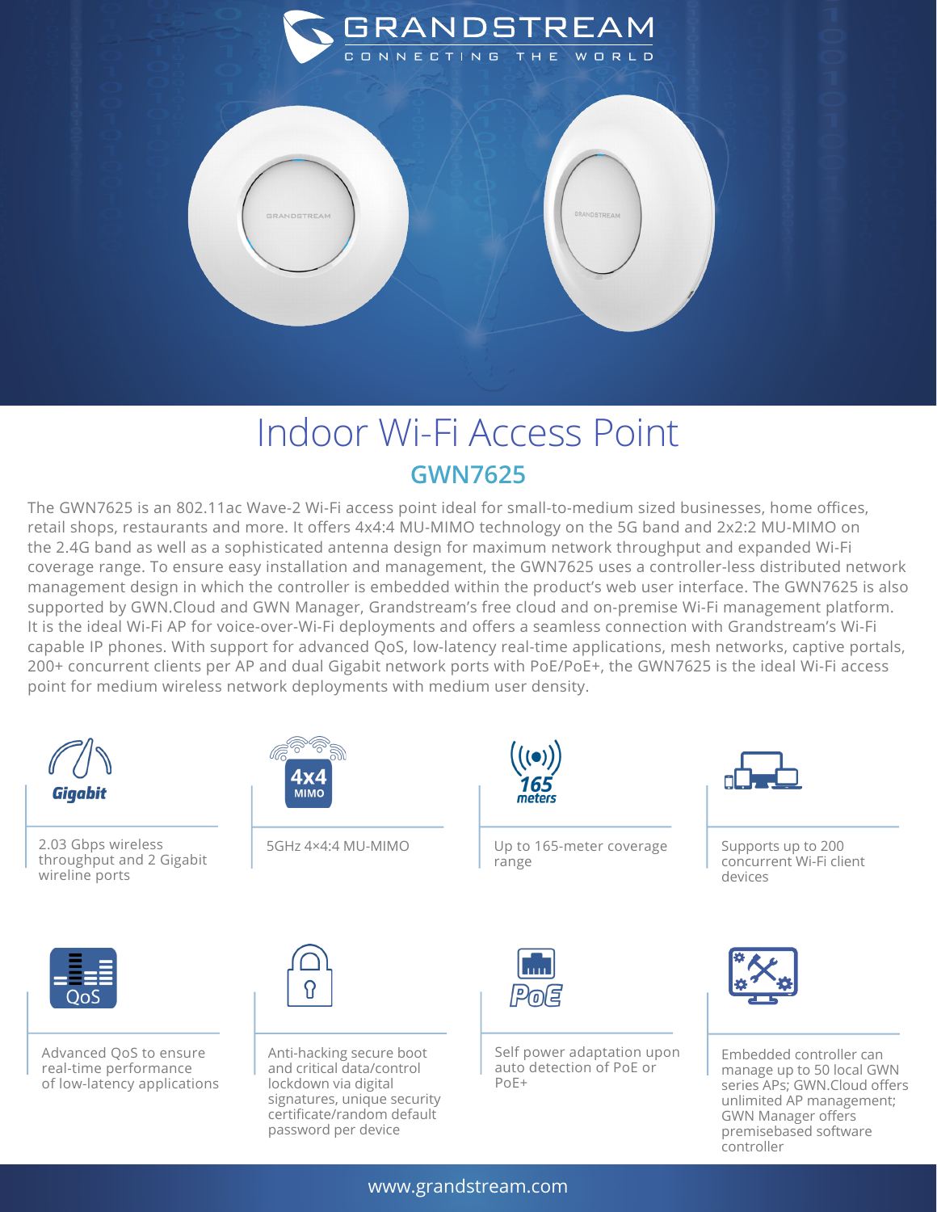# Indoor Wi-Fi Access Point

## GWN7625

The GWN7625 is an 802.11ac Wave-2 Wi-Fi access point ideal for small-to-medium sized businesses, home offices, retail shops, restaurants and more. It offers 4x4:4 MU-MIMO technology on the 5G band and 2x2:2 MU-MIMO on the 2.4G band as well as a sophisticated antenna design for maximum network throughput and expanded Wi-Fi coverage range. To ensure easy installation and management, the GWN7625 uses a controller-less distributed network management design in which the controller is embedded within the product's web user interface. The GWN7625 is also supported by GWN.Cloud and GWN Manager, Grandstream's free cloud and on-premise Wi-Fi management platform. It is the ideal Wi-Fi AP for voice-over-Wi-Fi deployments and offers a seamless connection with Grandstream's Wi-Fi capable IP phones. With support for advanced QoS, low-latency real-time applications, mesh networks, captive portals, 200+ concurrent clients per AP and dual Gigabit network ports with PoE/PoE+, the GWN7625 is the ideal Wi-Fi access point for medium wireless network deployments with medium user density.

- 2.03 Gbps wireless throughput and 2 Gigabit wireline ports
- 5GHz 4×4:4 MU-MIMO
- Up to 165-meter coverage range
- Supports up to 200 concurrent Wi-Fi client devices
- Advanced QoS to ensure real-time performance of low-latency applications
- Anti-hacking secure boot and critical data/control lockdown via digital signatures, unique security certificate/random default password per device
- Self power adaptation upon auto detection of PoE or PoE+
- Embedded controller can manage up to 50 local GWN series APs; GWN.Cloud offers unlimited AP management; GWN Manager offers premisebased software controller

www.grandstream.com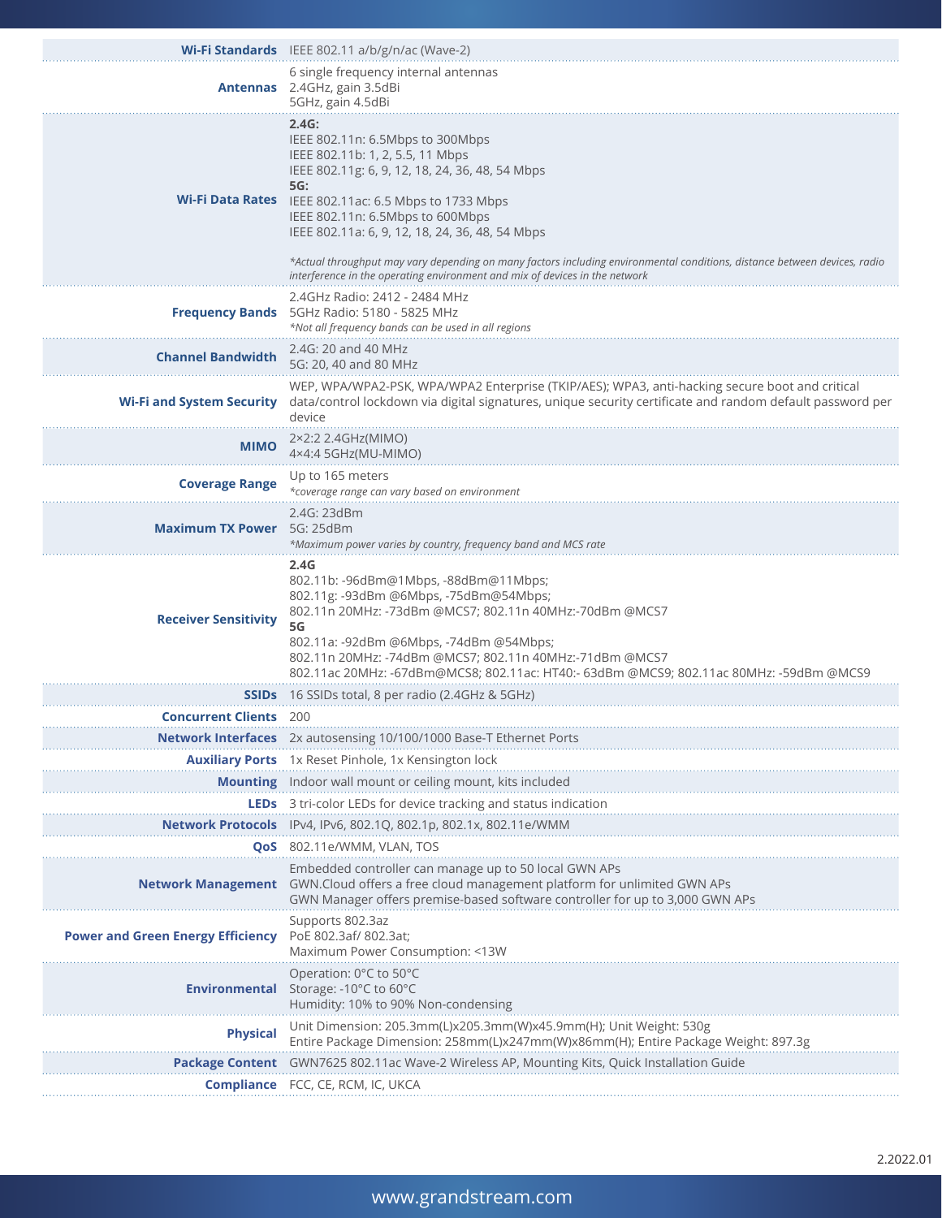| | |
|---|---|
| **Wi-Fi Standards** | IEEE 802.11 a/b/g/n/ac (Wave-2) |
| **Antennas** | 6 single frequency internal antennas<br>2.4GHz, gain 3.5dBi<br>5GHz, gain 4.5dBi |
| **Wi-Fi Data Rates** | **2.4G:**<br>IEEE 802.11n: 6.5Mbps to 300Mbps<br>IEEE 802.11b: 1, 2, 5.5, 11 Mbps<br>IEEE 802.11g: 6, 9, 12, 18, 24, 36, 48, 54 Mbps<br>**5G:**<br>IEEE 802.11ac: 6.5 Mbps to 1733 Mbps<br>IEEE 802.11n: 6.5Mbps to 600Mbps<br>IEEE 802.11a: 6, 9, 12, 18, 24, 36, 48, 54 Mbps<br><br>*\*Actual throughput may vary depending on many factors including environmental conditions, distance between devices, radio interference in the operating environment and mix of devices in the network* |
| **Frequency Bands** | 2.4GHz Radio: 2412 - 2484 MHz<br>5GHz Radio: 5180 - 5825 MHz<br>*\*Not all frequency bands can be used in all regions* |
| **Channel Bandwidth** | 2.4G: 20 and 40 MHz<br>5G: 20, 40 and 80 MHz |
| **Wi-Fi and System Security** | WEP, WPA/WPA2-PSK, WPA/WPA2 Enterprise (TKIP/AES); WPA3, anti-hacking secure boot and critical data/control lockdown via digital signatures, unique security certificate and random default password per device |
| **MIMO** | 2×2:2 2.4GHz(MIMO)<br>4×4:4 5GHz(MU-MIMO) |
| **Coverage Range** | Up to 165 meters<br>*\*coverage range can vary based on environment* |
| **Maximum TX Power** | 2.4G: 23dBm<br>5G: 25dBm<br>*\*Maximum power varies by country, frequency band and MCS rate* |
| **Receiver Sensitivity** | **2.4G**<br>802.11b: -96dBm@1Mbps, -88dBm@11Mbps;<br>802.11g: -93dBm @6Mbps, -75dBm@54Mbps;<br>802.11n 20MHz: -73dBm @MCS7; 802.11n 40MHz:-70dBm @MCS7<br>**5G**<br>802.11a: -92dBm @6Mbps, -74dBm @54Mbps;<br>802.11n 20MHz: -74dBm @MCS7; 802.11n 40MHz:-71dBm @MCS7<br>802.11ac 20MHz: -67dBm@MCS8; 802.11ac: HT40:- 63dBm @MCS9; 802.11ac 80MHz: -59dBm @MCS9 |
| **SSIDs** | 16 SSIDs total, 8 per radio (2.4GHz & 5GHz) |
| **Concurrent Clients** | 200 |
| **Network Interfaces** | 2x autosensing 10/100/1000 Base-T Ethernet Ports |
| **Auxiliary Ports** | 1x Reset Pinhole, 1x Kensington lock |
| **Mounting** | Indoor wall mount or ceiling mount, kits included |
| **LEDs** | 3 tri-color LEDs for device tracking and status indication |
| **Network Protocols** | IPv4, IPv6, 802.1Q, 802.1p, 802.1x, 802.11e/WMM |
| **QoS** | 802.11e/WMM, VLAN, TOS |
| **Network Management** | Embedded controller can manage up to 50 local GWN APs<br>GWN.Cloud offers a free cloud management platform for unlimited GWN APs<br>GWN Manager offers premise-based software controller for up to 3,000 GWN APs |
| **Power and Green Energy Efficiency** | Supports 802.3az<br>PoE 802.3af/ 802.3at;<br>Maximum Power Consumption: <13W |
| **Environmental** | Operation: 0°C to 50°C<br>Storage: -10°C to 60°C<br>Humidity: 10% to 90% Non-condensing |
| **Physical** | Unit Dimension: 205.3mm(L)x205.3mm(W)x45.9mm(H); Unit Weight: 530g<br>Entire Package Dimension: 258mm(L)x247mm(W)x86mm(H); Entire Package Weight: 897.3g |
| **Package Content** | GWN7625 802.11ac Wave-2 Wireless AP, Mounting Kits, Quick Installation Guide |
| **Compliance** | FCC, CE, RCM, IC, UKCA |

2.2022.01

www.grandstream.com